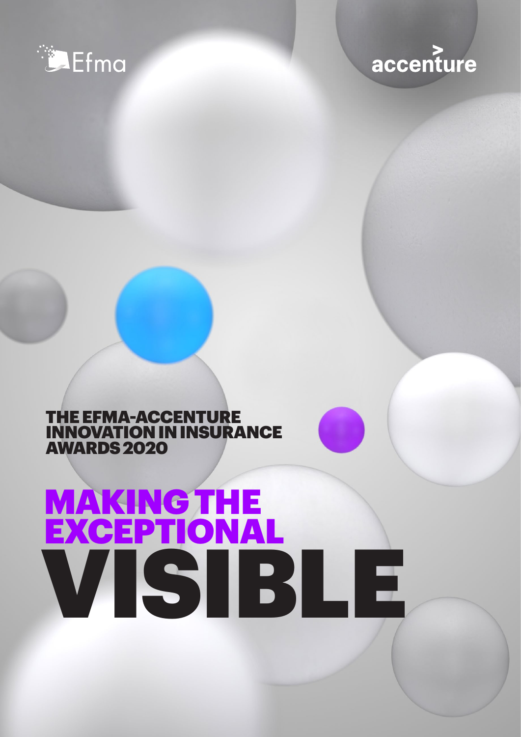Efma

accenture

THE EFMA-ACCENTURE INNOVATION IN INSURANCE AWARDS 2020

# MAKING THE EXCEPTIONAL VISIBLE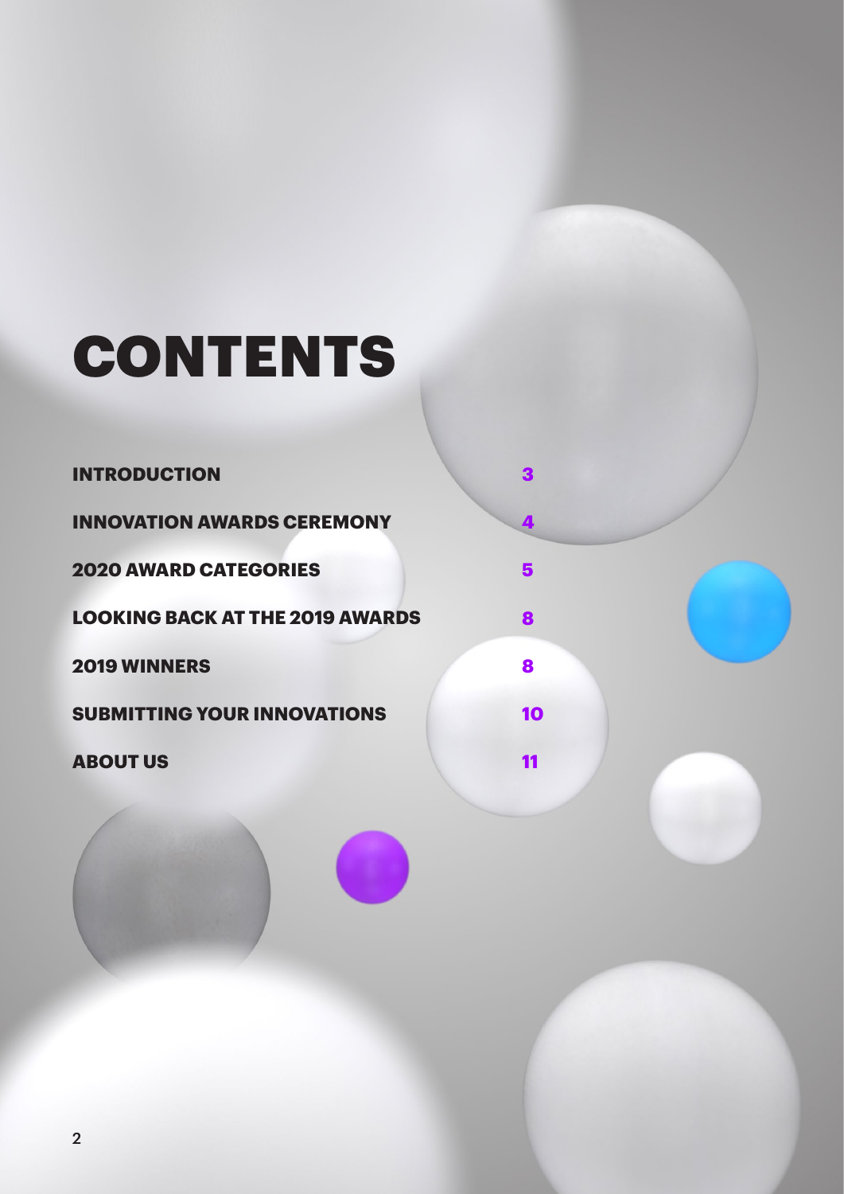# CONTENTS

| | |
|---|---|
| **INTRODUCTION** | **3** |
| **INNOVATION AWARDS CEREMONY** | **4** |
| **2020 AWARD CATEGORIES** | **5** |
| **LOOKING BACK AT THE 2019 AWARDS** | **8** |
| **2019 WINNERS** | **8** |
| **SUBMITTING YOUR INNOVATIONS** | **10** |
| **ABOUT US** | **11** |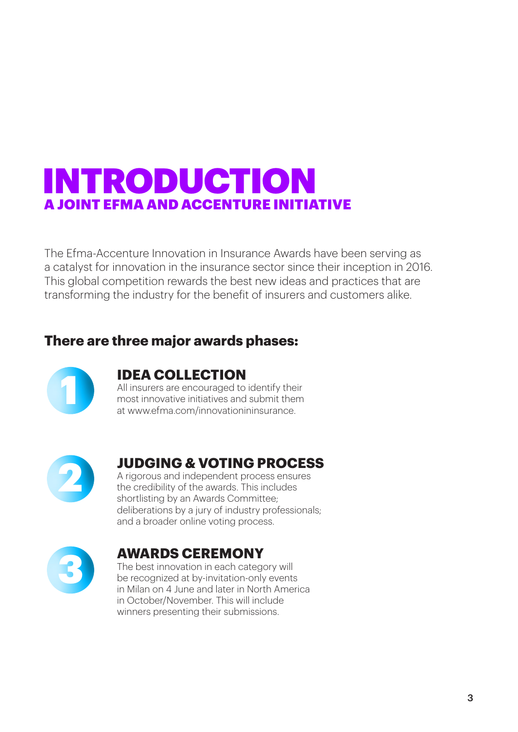# INTRODUCTION

## A JOINT EFMA AND ACCENTURE INITIATIVE

The Efma-Accenture Innovation in Insurance Awards have been serving as a catalyst for innovation in the insurance sector since their inception in 2016. This global competition rewards the best new ideas and practices that are transforming the industry for the benefit of insurers and customers alike.

**There are three major awards phases:**

### 1 IDEA COLLECTION

All insurers are encouraged to identify their most innovative initiatives and submit them at www.efma.com/innovationininsurance.

### 2 JUDGING & VOTING PROCESS

A rigorous and independent process ensures the credibility of the awards. This includes shortlisting by an Awards Committee; deliberations by a jury of industry professionals; and a broader online voting process.

### 3 AWARDS CEREMONY

The best innovation in each category will be recognized at by-invitation-only events in Milan on 4 June and later in North America in October/November. This will include winners presenting their submissions.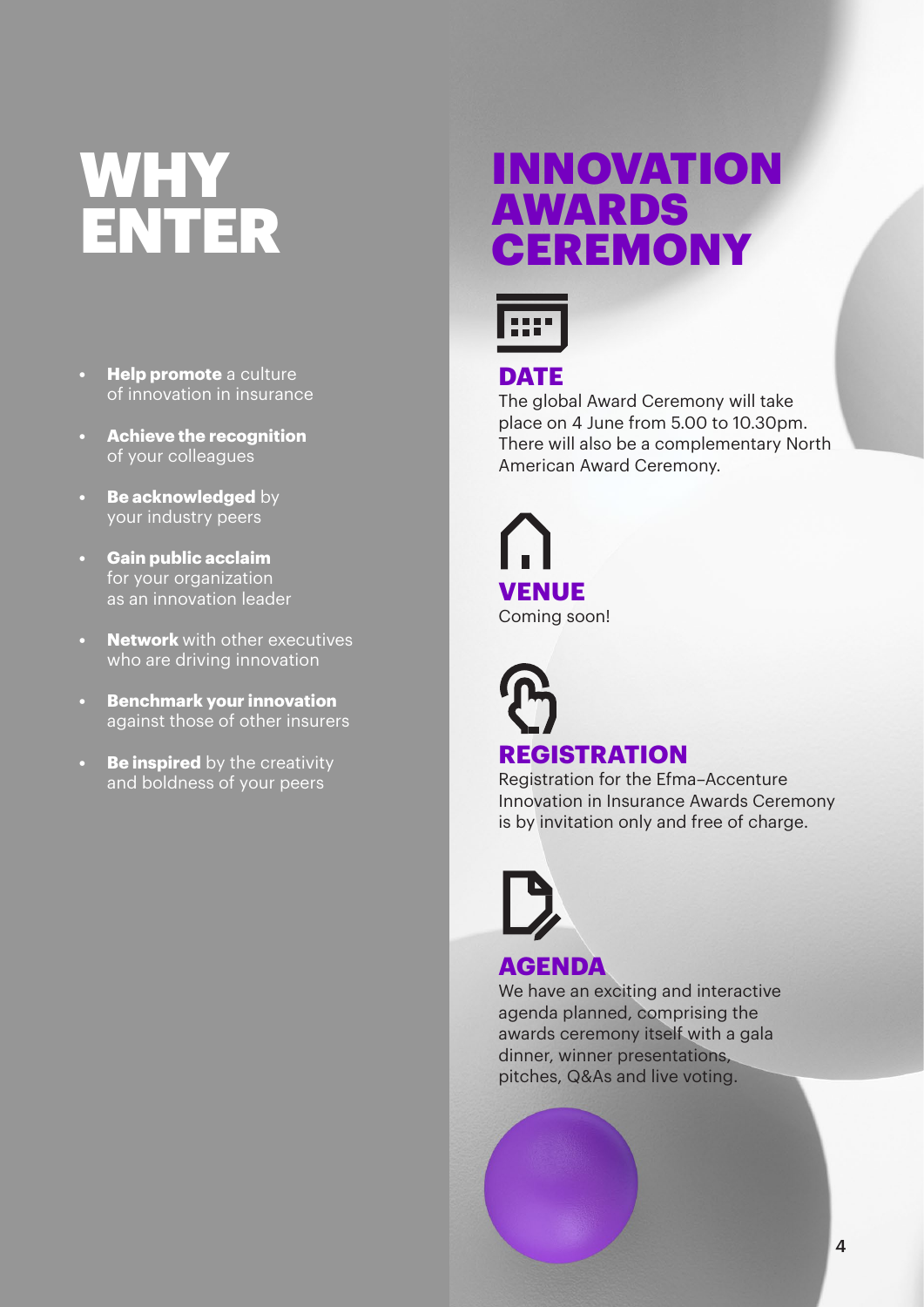# WHY ENTER

- **Help promote** a culture of innovation in insurance
- **Achieve the recognition** of your colleagues
- **Be acknowledged** by your industry peers
- **Gain public acclaim** for your organization as an innovation leader
- **Network** with other executives who are driving innovation
- **Benchmark your innovation** against those of other insurers
- **Be inspired** by the creativity and boldness of your peers

# INNOVATION AWARDS CEREMONY

## DATE

The global Award Ceremony will take place on 4 June from 5.00 to 10.30pm. There will also be a complementary North American Award Ceremony.

## VENUE

Coming soon!

## REGISTRATION

Registration for the Efma–Accenture Innovation in Insurance Awards Ceremony is by invitation only and free of charge.

## AGENDA

We have an exciting and interactive agenda planned, comprising the awards ceremony itself with a gala dinner, winner presentations, pitches, Q&As and live voting.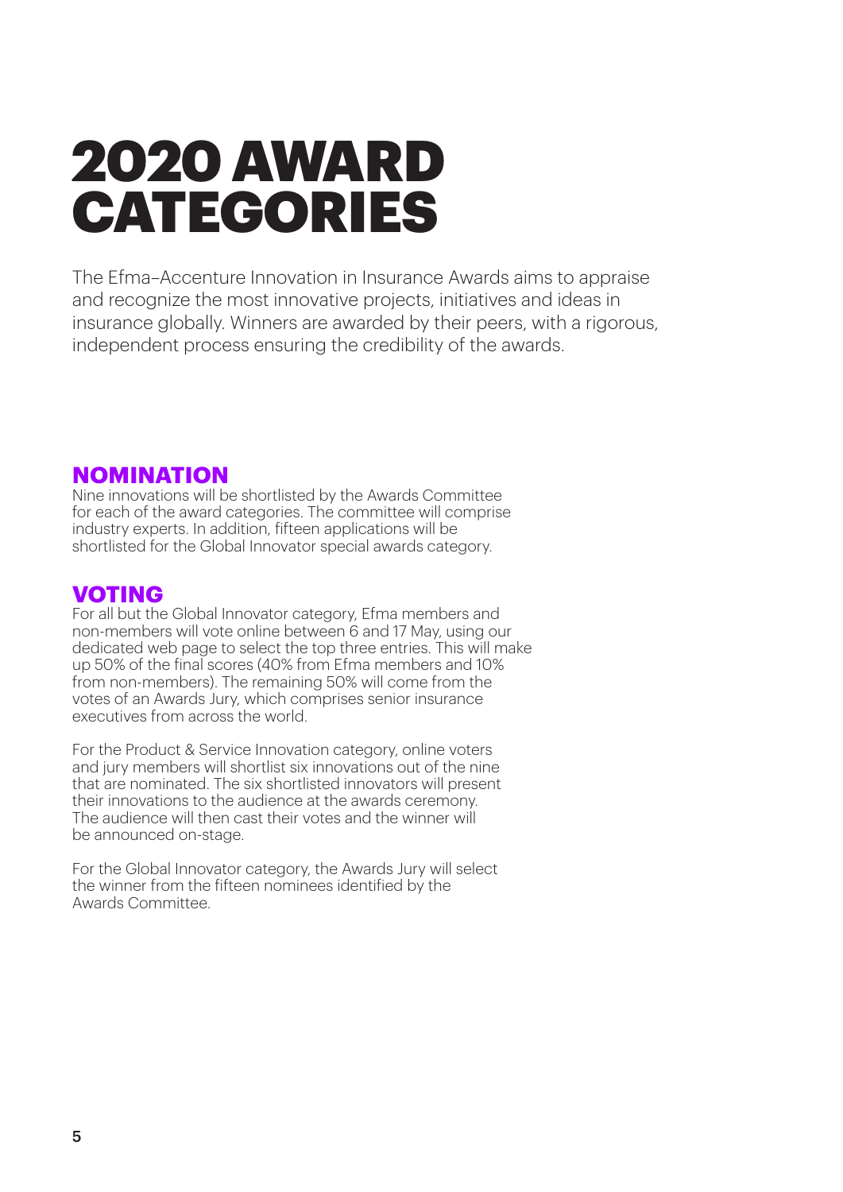# 2020 AWARD CATEGORIES

The Efma–Accenture Innovation in Insurance Awards aims to appraise and recognize the most innovative projects, initiatives and ideas in insurance globally. Winners are awarded by their peers, with a rigorous, independent process ensuring the credibility of the awards.

## NOMINATION

Nine innovations will be shortlisted by the Awards Committee for each of the award categories. The committee will comprise industry experts. In addition, fifteen applications will be shortlisted for the Global Innovator special awards category.

## VOTING

For all but the Global Innovator category, Efma members and non-members will vote online between 6 and 17 May, using our dedicated web page to select the top three entries. This will make up 50% of the final scores (40% from Efma members and 10% from non-members). The remaining 50% will come from the votes of an Awards Jury, which comprises senior insurance executives from across the world.

For the Product & Service Innovation category, online voters and jury members will shortlist six innovations out of the nine that are nominated. The six shortlisted innovators will present their innovations to the audience at the awards ceremony. The audience will then cast their votes and the winner will be announced on-stage.

For the Global Innovator category, the Awards Jury will select the winner from the fifteen nominees identified by the Awards Committee.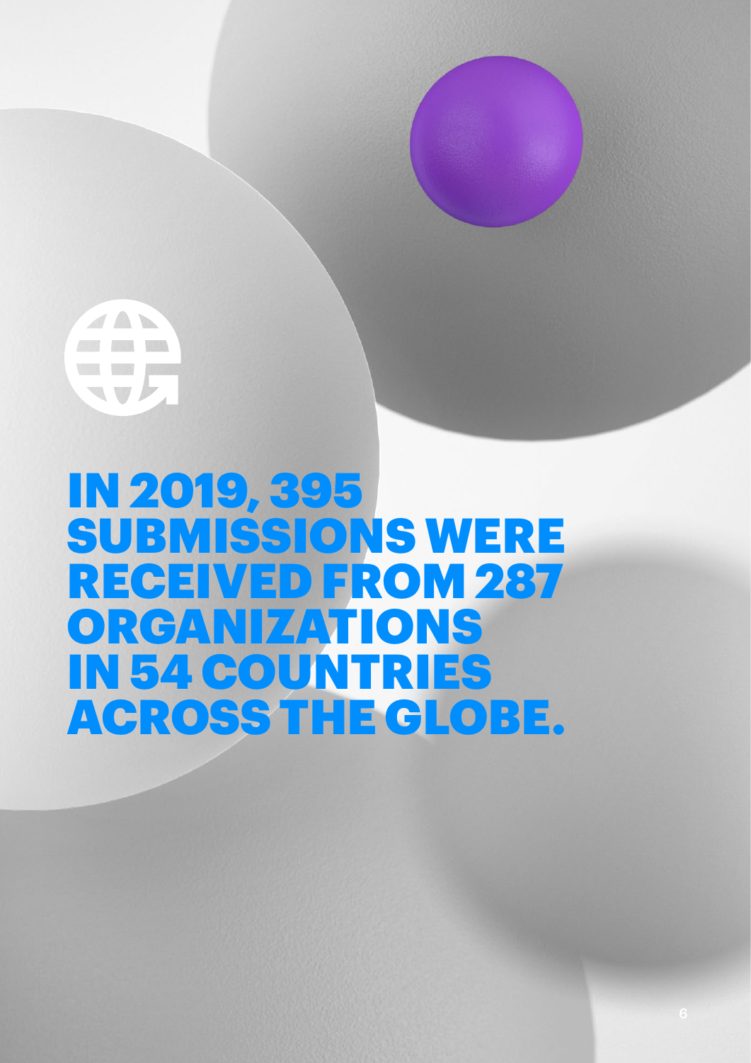# IN 2019, 395 SUBMISSIONS WERE RECEIVED FROM 287 ORGANIZATIONS IN 54 COUNTRIES ACROSS THE GLOBE.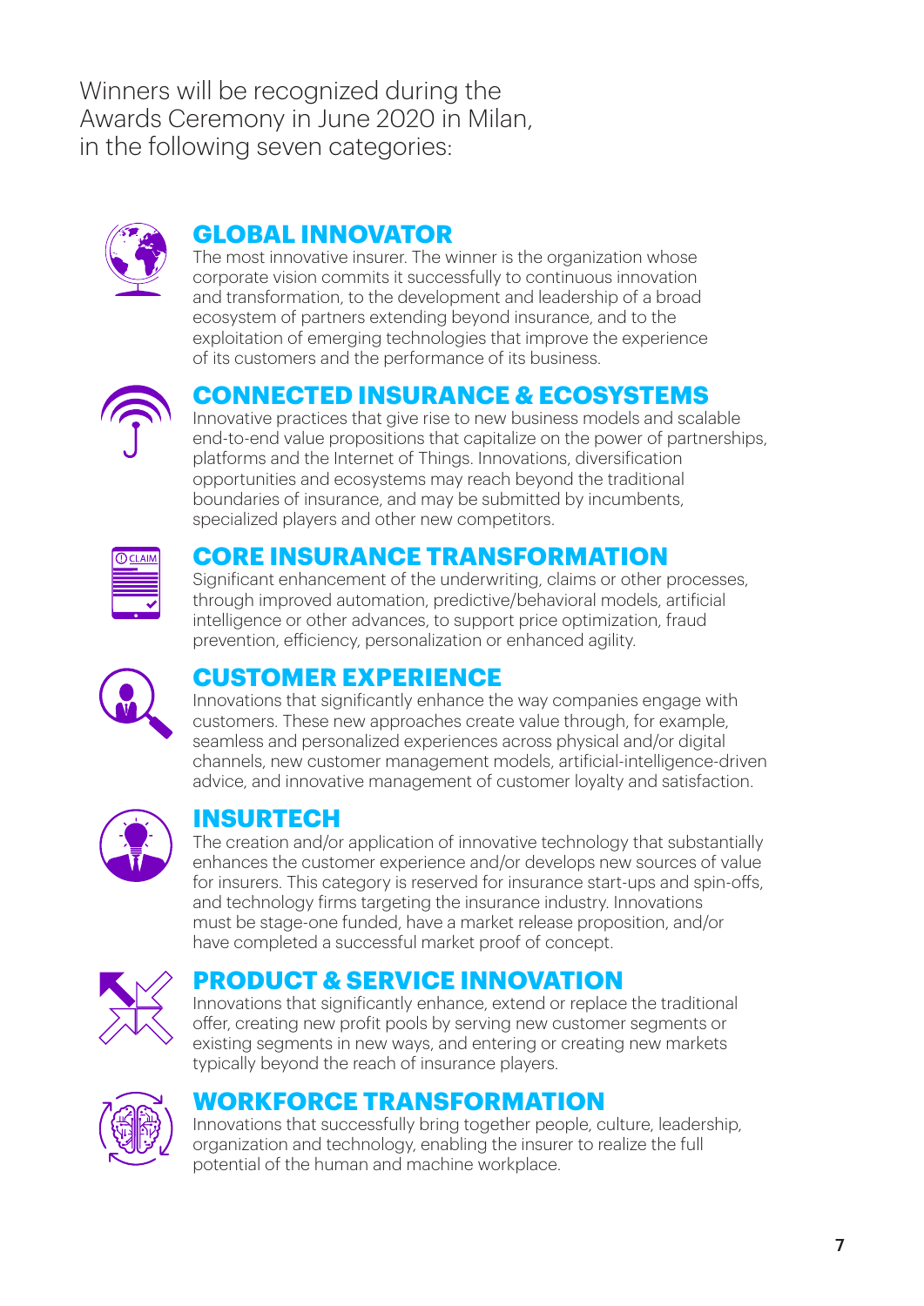Winners will be recognized during the Awards Ceremony in June 2020 in Milan, in the following seven categories:

## GLOBAL INNOVATOR

The most innovative insurer. The winner is the organization whose corporate vision commits it successfully to continuous innovation and transformation, to the development and leadership of a broad ecosystem of partners extending beyond insurance, and to the exploitation of emerging technologies that improve the experience of its customers and the performance of its business.

## CONNECTED INSURANCE & ECOSYSTEMS

Innovative practices that give rise to new business models and scalable end-to-end value propositions that capitalize on the power of partnerships, platforms and the Internet of Things. Innovations, diversification opportunities and ecosystems may reach beyond the traditional boundaries of insurance, and may be submitted by incumbents, specialized players and other new competitors.

## CORE INSURANCE TRANSFORMATION

Significant enhancement of the underwriting, claims or other processes, through improved automation, predictive/behavioral models, artificial intelligence or other advances, to support price optimization, fraud prevention, efficiency, personalization or enhanced agility.

## CUSTOMER EXPERIENCE

Innovations that significantly enhance the way companies engage with customers. These new approaches create value through, for example, seamless and personalized experiences across physical and/or digital channels, new customer management models, artificial-intelligence-driven advice, and innovative management of customer loyalty and satisfaction.

## INSURTECH

The creation and/or application of innovative technology that substantially enhances the customer experience and/or develops new sources of value for insurers. This category is reserved for insurance start-ups and spin-offs, and technology firms targeting the insurance industry. Innovations must be stage-one funded, have a market release proposition, and/or have completed a successful market proof of concept.

## PRODUCT & SERVICE INNOVATION

Innovations that significantly enhance, extend or replace the traditional offer, creating new profit pools by serving new customer segments or existing segments in new ways, and entering or creating new markets typically beyond the reach of insurance players.

## WORKFORCE TRANSFORMATION

Innovations that successfully bring together people, culture, leadership, organization and technology, enabling the insurer to realize the full potential of the human and machine workplace.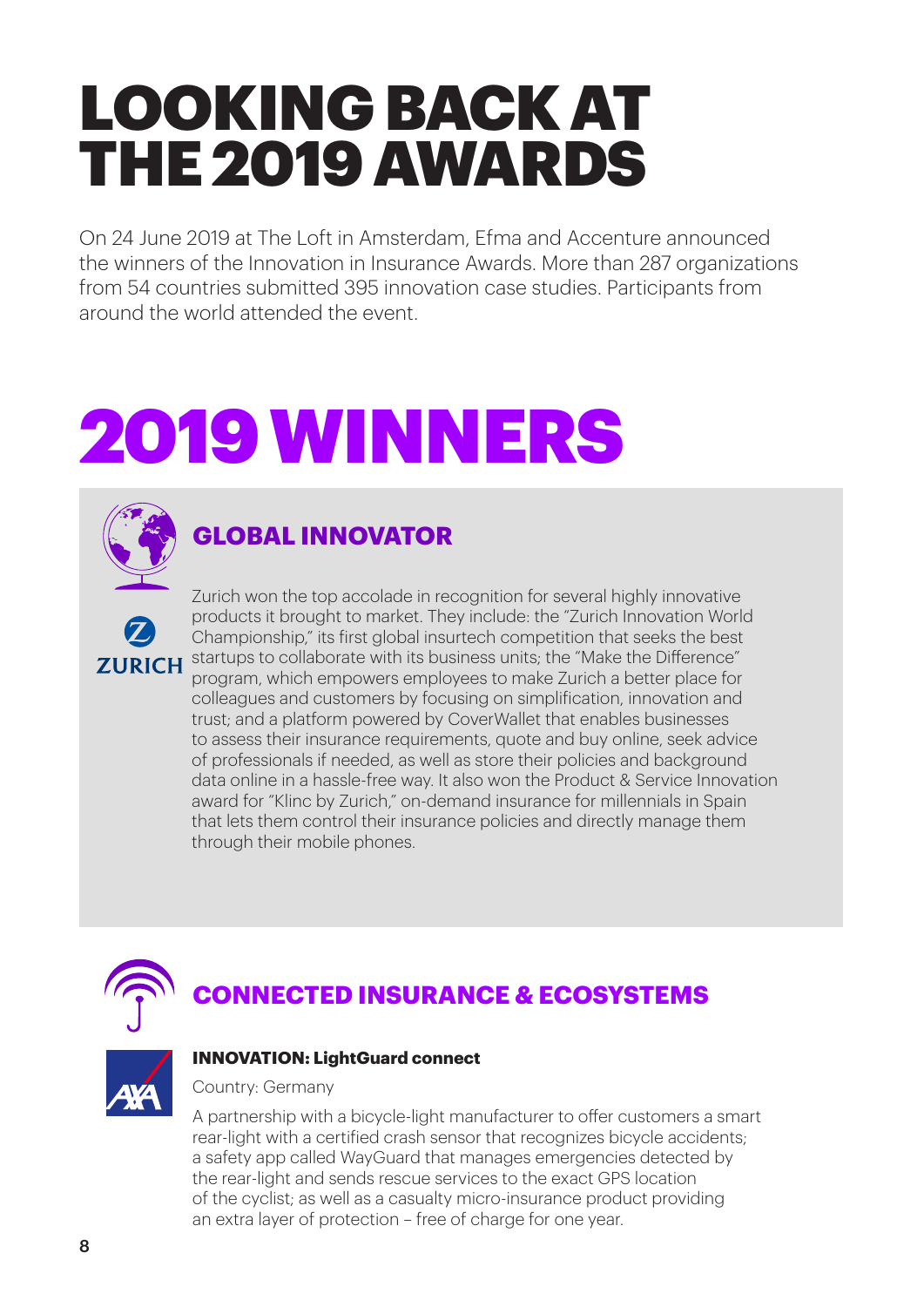# LOOKING BACK AT THE 2019 AWARDS

On 24 June 2019 at The Loft in Amsterdam, Efma and Accenture announced the winners of the Innovation in Insurance Awards. More than 287 organizations from 54 countries submitted 395 innovation case studies. Participants from around the world attended the event.

# 2019 WINNERS

## GLOBAL INNOVATOR

ZURICH

Zurich won the top accolade in recognition for several highly innovative products it brought to market. They include: the "Zurich Innovation World Championship," its first global insurtech competition that seeks the best startups to collaborate with its business units; the "Make the Difference" program, which empowers employees to make Zurich a better place for colleagues and customers by focusing on simplification, innovation and trust; and a platform powered by CoverWallet that enables businesses to assess their insurance requirements, quote and buy online, seek advice of professionals if needed, as well as store their policies and background data online in a hassle-free way. It also won the Product & Service Innovation award for "Klinc by Zurich," on-demand insurance for millennials in Spain that lets them control their insurance policies and directly manage them through their mobile phones.

## CONNECTED INSURANCE & ECOSYSTEMS

AXA

**INNOVATION: LightGuard connect**

Country: Germany

A partnership with a bicycle-light manufacturer to offer customers a smart rear-light with a certified crash sensor that recognizes bicycle accidents; a safety app called WayGuard that manages emergencies detected by the rear-light and sends rescue services to the exact GPS location of the cyclist; as well as a casualty micro-insurance product providing an extra layer of protection – free of charge for one year.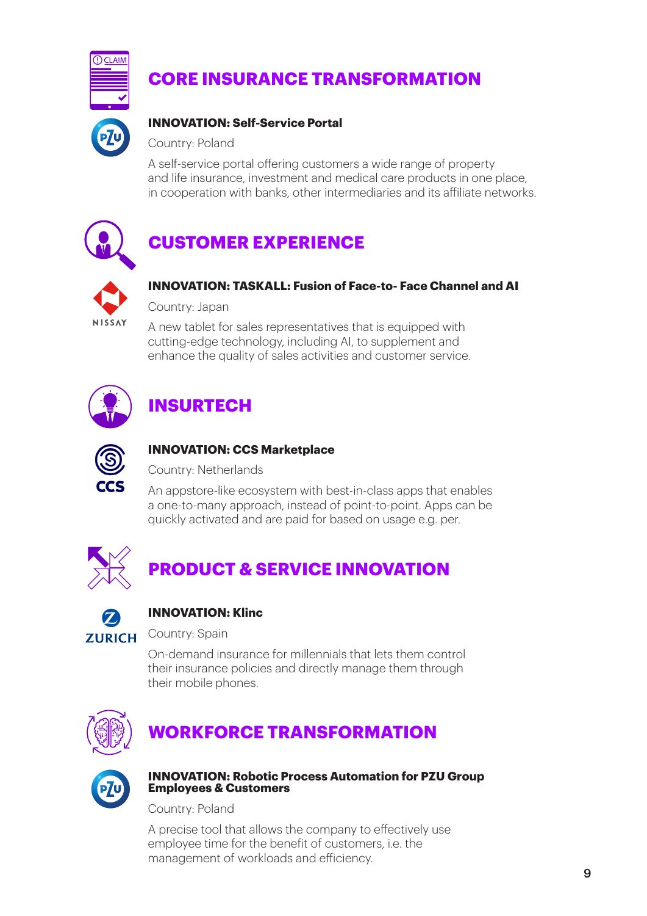## CORE INSURANCE TRANSFORMATION

**INNOVATION: Self-Service Portal**

Country: Poland

A self-service portal offering customers a wide range of property and life insurance, investment and medical care products in one place, in cooperation with banks, other intermediaries and its affiliate networks.

## CUSTOMER EXPERIENCE

**INNOVATION: TASKALL: Fusion of Face-to- Face Channel and AI**

Country: Japan

A new tablet for sales representatives that is equipped with cutting-edge technology, including AI, to supplement and enhance the quality of sales activities and customer service.

## INSURTECH

**INNOVATION: CCS Marketplace**

Country: Netherlands

An appstore-like ecosystem with best-in-class apps that enables a one-to-many approach, instead of point-to-point. Apps can be quickly activated and are paid for based on usage e.g. per.

## PRODUCT & SERVICE INNOVATION

**INNOVATION: Klinc**

Country: Spain

On-demand insurance for millennials that lets them control their insurance policies and directly manage them through their mobile phones.

## WORKFORCE TRANSFORMATION

**INNOVATION: Robotic Process Automation for PZU Group Employees & Customers**

Country: Poland

A precise tool that allows the company to effectively use employee time for the benefit of customers, i.e. the management of workloads and efficiency.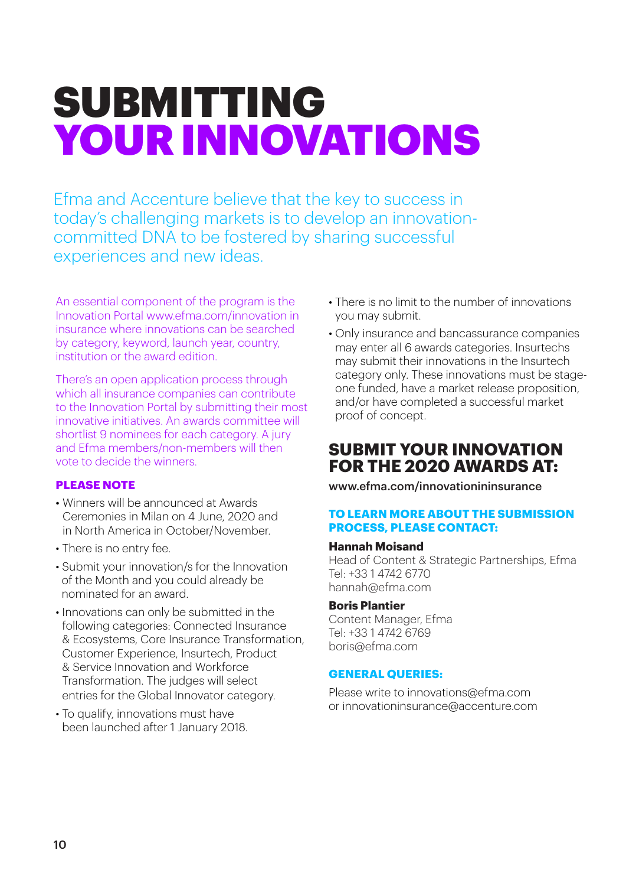# SUBMITTING YOUR INNOVATIONS

Efma and Accenture believe that the key to success in today's challenging markets is to develop an innovation-committed DNA to be fostered by sharing successful experiences and new ideas.

An essential component of the program is the Innovation Portal www.efma.com/innovation in insurance where innovations can be searched by category, keyword, launch year, country, institution or the award edition.

There's an open application process through which all insurance companies can contribute to the Innovation Portal by submitting their most innovative initiatives. An awards committee will shortlist 9 nominees for each category. A jury and Efma members/non-members will then vote to decide the winners.

### PLEASE NOTE

- Winners will be announced at Awards Ceremonies in Milan on 4 June, 2020 and in North America in October/November.
- There is no entry fee.
- Submit your innovation/s for the Innovation of the Month and you could already be nominated for an award.
- Innovations can only be submitted in the following categories: Connected Insurance & Ecosystems, Core Insurance Transformation, Customer Experience, Insurtech, Product & Service Innovation and Workforce Transformation. The judges will select entries for the Global Innovator category.
- To qualify, innovations must have been launched after 1 January 2018.
- There is no limit to the number of innovations you may submit.
- Only insurance and bancassurance companies may enter all 6 awards categories. Insurtechs may submit their innovations in the Insurtech category only. These innovations must be stage-one funded, have a market release proposition, and/or have completed a successful market proof of concept.

## SUBMIT YOUR INNOVATION FOR THE 2020 AWARDS AT:

www.efma.com/innovationininsurance

### TO LEARN MORE ABOUT THE SUBMISSION PROCESS, PLEASE CONTACT:

**Hannah Moisand**
Head of Content & Strategic Partnerships, Efma
Tel: +33 1 4742 6770
hannah@efma.com

**Boris Plantier**
Content Manager, Efma
Tel: +33 1 4742 6769
boris@efma.com

### GENERAL QUERIES:

Please write to innovations@efma.com
or innovationinsurance@accenture.com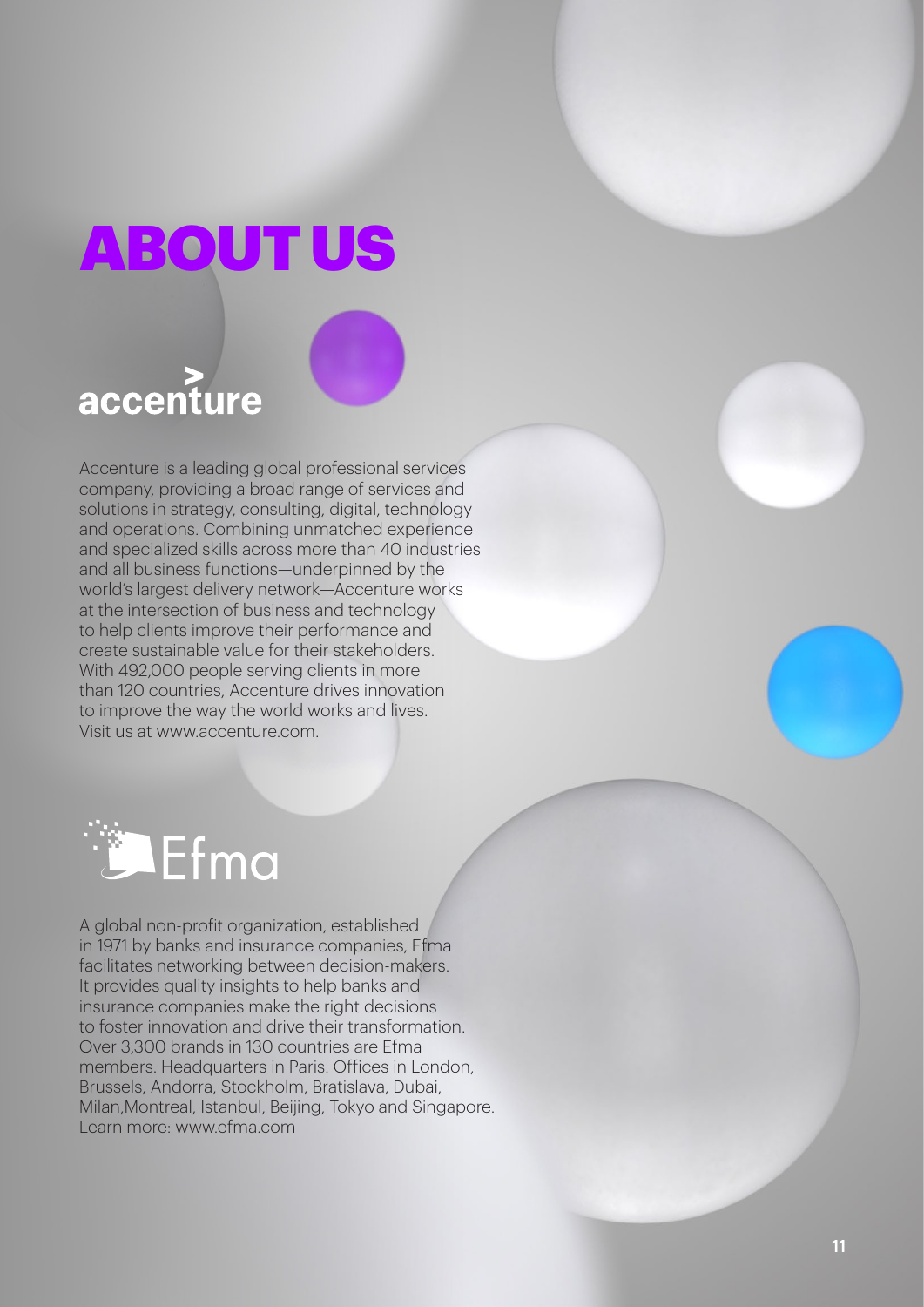# ABOUT US

## accenture

Accenture is a leading global professional services company, providing a broad range of services and solutions in strategy, consulting, digital, technology and operations. Combining unmatched experience and specialized skills across more than 40 industries and all business functions—underpinned by the world's largest delivery network—Accenture works at the intersection of business and technology to help clients improve their performance and create sustainable value for their stakeholders. With 492,000 people serving clients in more than 120 countries, Accenture drives innovation to improve the way the world works and lives. Visit us at www.accenture.com.

## Efma

A global non-profit organization, established in 1971 by banks and insurance companies, Efma facilitates networking between decision-makers. It provides quality insights to help banks and insurance companies make the right decisions to foster innovation and drive their transformation. Over 3,300 brands in 130 countries are Efma members. Headquarters in Paris. Offices in London, Brussels, Andorra, Stockholm, Bratislava, Dubai, Milan,Montreal, Istanbul, Beijing, Tokyo and Singapore. Learn more: www.efma.com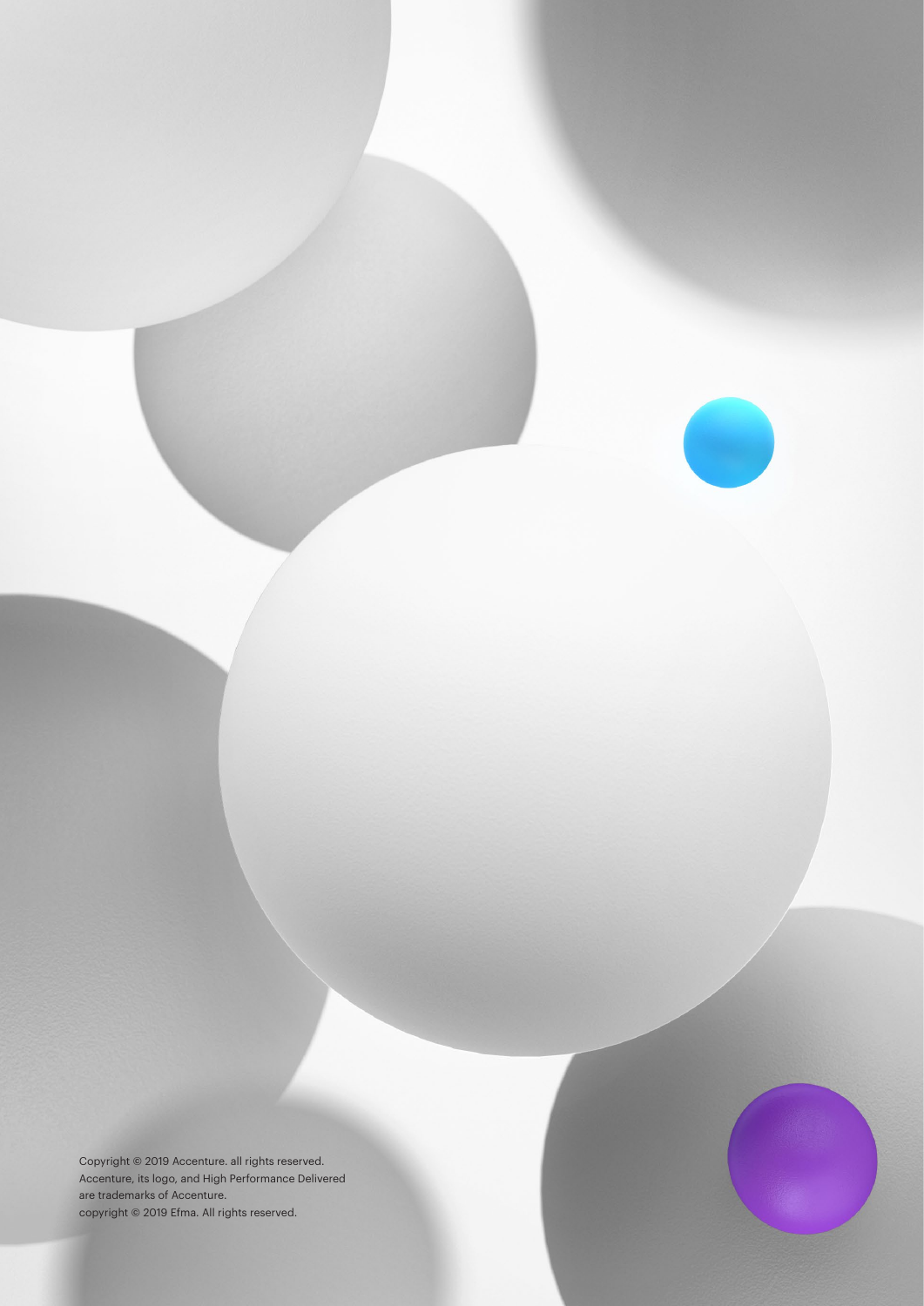Copyright © 2019 Accenture. all rights reserved.
Accenture, its logo, and High Performance Delivered
are trademarks of Accenture.
copyright © 2019 Efma. All rights reserved.